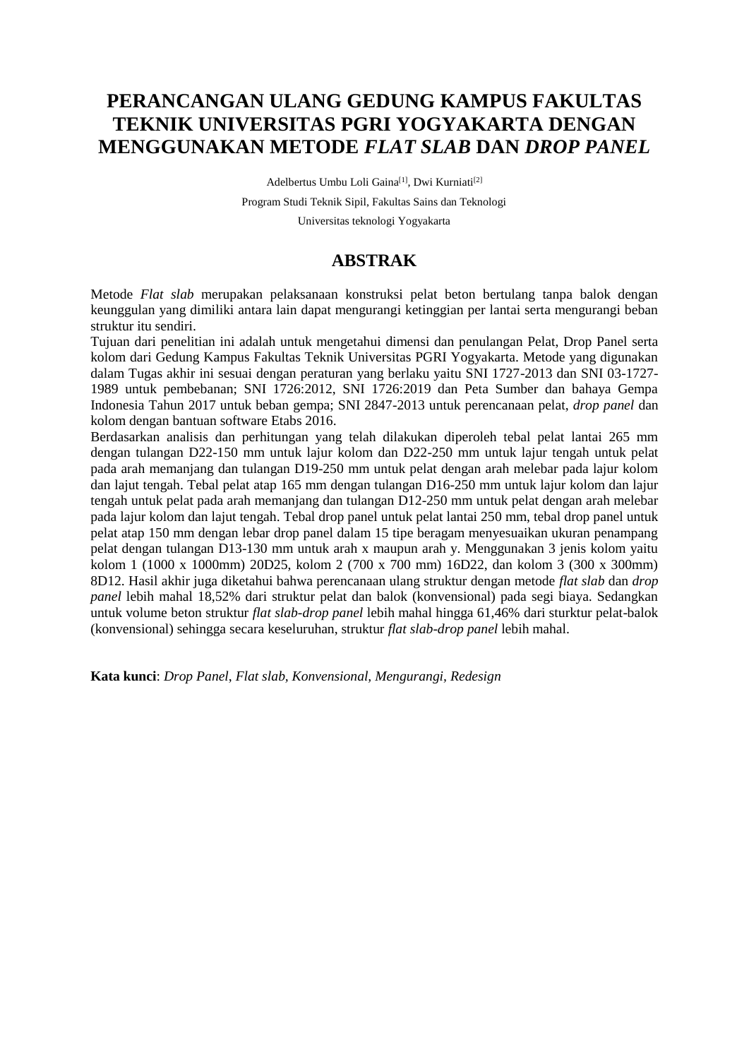# PERANCANGAN ULANG GEDUNG KAMPUS FAKULTAS TEKNIK UNIVERSITAS PGRI YOGYAKARTA DENGAN MENGGUNAKAN METODE *FLAT SLAB* DAN *DROP PANEL*

Adelbertus Umbu Loli Gaina[1], Dwi Kurniati[2]

Program Studi Teknik Sipil, Fakultas Sains dan Teknologi

Universitas teknologi Yogyakarta

## ABSTRAK

Metode *Flat slab* merupakan pelaksanaan konstruksi pelat beton bertulang tanpa balok dengan keunggulan yang dimiliki antara lain dapat mengurangi ketinggian per lantai serta mengurangi beban struktur itu sendiri.

Tujuan dari penelitian ini adalah untuk mengetahui dimensi dan penulangan Pelat, Drop Panel serta kolom dari Gedung Kampus Fakultas Teknik Universitas PGRI Yogyakarta. Metode yang digunakan dalam Tugas akhir ini sesuai dengan peraturan yang berlaku yaitu SNI 1727-2013 dan SNI 03-1727-1989 untuk pembebanan; SNI 1726:2012, SNI 1726:2019 dan Peta Sumber dan bahaya Gempa Indonesia Tahun 2017 untuk beban gempa; SNI 2847-2013 untuk perencanaan pelat, *drop panel* dan kolom dengan bantuan software Etabs 2016.

Berdasarkan analisis dan perhitungan yang telah dilakukan diperoleh tebal pelat lantai 265 mm dengan tulangan D22-150 mm untuk lajur kolom dan D22-250 mm untuk lajur tengah untuk pelat pada arah memanjang dan tulangan D19-250 mm untuk pelat dengan arah melebar pada lajur kolom dan lajut tengah. Tebal pelat atap 165 mm dengan tulangan D16-250 mm untuk lajur kolom dan lajur tengah untuk pelat pada arah memanjang dan tulangan D12-250 mm untuk pelat dengan arah melebar pada lajur kolom dan lajut tengah. Tebal drop panel untuk pelat lantai 250 mm, tebal drop panel untuk pelat atap 150 mm dengan lebar drop panel dalam 15 tipe beragam menyesuaikan ukuran penampang pelat dengan tulangan D13-130 mm untuk arah x maupun arah y. Menggunakan 3 jenis kolom yaitu kolom 1 (1000 x 1000mm) 20D25, kolom 2 (700 x 700 mm) 16D22, dan kolom 3 (300 x 300mm) 8D12. Hasil akhir juga diketahui bahwa perencanaan ulang struktur dengan metode *flat slab* dan *drop panel* lebih mahal 18,52% dari struktur pelat dan balok (konvensional) pada segi biaya. Sedangkan untuk volume beton struktur *flat slab-drop panel* lebih mahal hingga 61,46% dari sturktur pelat-balok (konvensional) sehingga secara keseluruhan, struktur *flat slab-drop panel* lebih mahal.

**Kata kunci**: *Drop Panel, Flat slab, Konvensional, Mengurangi, Redesign*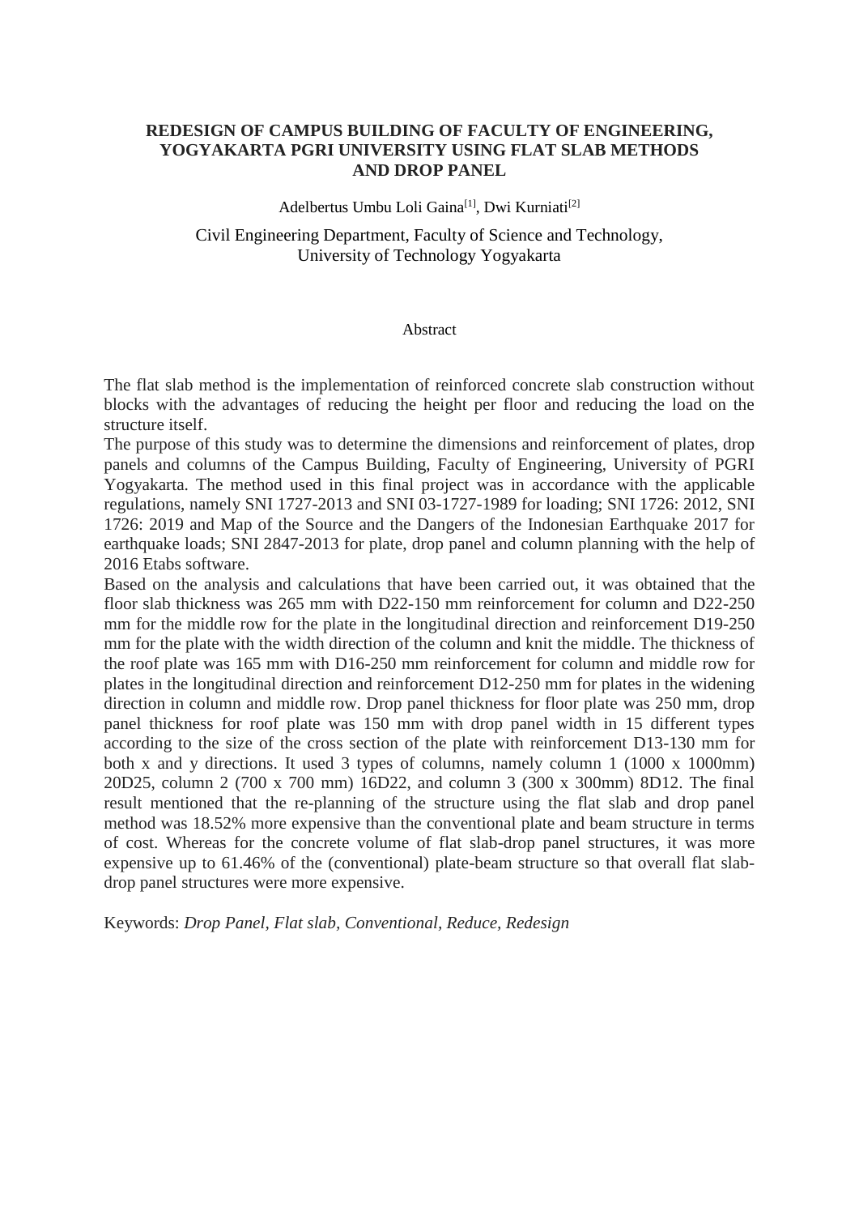# REDESIGN OF CAMPUS BUILDING OF FACULTY OF ENGINEERING, YOGYAKARTA PGRI UNIVERSITY USING FLAT SLAB METHODS AND DROP PANEL

Adelbertus Umbu Loli Gaina[1], Dwi Kurniati[2]

Civil Engineering Department, Faculty of Science and Technology, University of Technology Yogyakarta

## Abstract

The flat slab method is the implementation of reinforced concrete slab construction without blocks with the advantages of reducing the height per floor and reducing the load on the structure itself.

The purpose of this study was to determine the dimensions and reinforcement of plates, drop panels and columns of the Campus Building, Faculty of Engineering, University of PGRI Yogyakarta. The method used in this final project was in accordance with the applicable regulations, namely SNI 1727-2013 and SNI 03-1727-1989 for loading; SNI 1726: 2012, SNI 1726: 2019 and Map of the Source and the Dangers of the Indonesian Earthquake 2017 for earthquake loads; SNI 2847-2013 for plate, drop panel and column planning with the help of 2016 Etabs software.

Based on the analysis and calculations that have been carried out, it was obtained that the floor slab thickness was 265 mm with D22-150 mm reinforcement for column and D22-250 mm for the middle row for the plate in the longitudinal direction and reinforcement D19-250 mm for the plate with the width direction of the column and knit the middle. The thickness of the roof plate was 165 mm with D16-250 mm reinforcement for column and middle row for plates in the longitudinal direction and reinforcement D12-250 mm for plates in the widening direction in column and middle row. Drop panel thickness for floor plate was 250 mm, drop panel thickness for roof plate was 150 mm with drop panel width in 15 different types according to the size of the cross section of the plate with reinforcement D13-130 mm for both x and y directions. It used 3 types of columns, namely column 1 (1000 x 1000mm) 20D25, column 2 (700 x 700 mm) 16D22, and column 3 (300 x 300mm) 8D12. The final result mentioned that the re-planning of the structure using the flat slab and drop panel method was 18.52% more expensive than the conventional plate and beam structure in terms of cost. Whereas for the concrete volume of flat slab-drop panel structures, it was more expensive up to 61.46% of the (conventional) plate-beam structure so that overall flat slab-drop panel structures were more expensive.

Keywords: *Drop Panel, Flat slab, Conventional, Reduce, Redesign*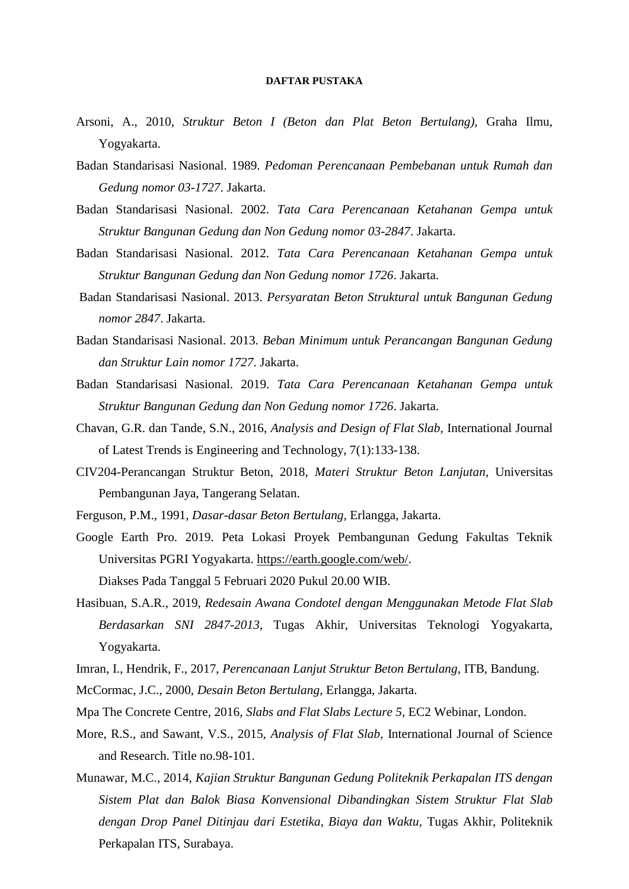**DAFTAR PUSTAKA**

Arsoni, A., 2010, *Struktur Beton I (Beton dan Plat Beton Bertulang),* Graha Ilmu, Yogyakarta.

Badan Standarisasi Nasional. 1989. *Pedoman Perencanaan Pembebanan untuk Rumah dan Gedung nomor 03-1727*. Jakarta.

Badan Standarisasi Nasional. 2002. *Tata Cara Perencanaan Ketahanan Gempa untuk Struktur Bangunan Gedung dan Non Gedung nomor 03-2847*. Jakarta.

Badan Standarisasi Nasional. 2012. *Tata Cara Perencanaan Ketahanan Gempa untuk Struktur Bangunan Gedung dan Non Gedung nomor 1726*. Jakarta.

Badan Standarisasi Nasional. 2013. *Persyaratan Beton Struktural untuk Bangunan Gedung nomor 2847*. Jakarta.

Badan Standarisasi Nasional. 2013. *Beban Minimum untuk Perancangan Bangunan Gedung dan Struktur Lain nomor 1727*. Jakarta.

Badan Standarisasi Nasional. 2019. *Tata Cara Perencanaan Ketahanan Gempa untuk Struktur Bangunan Gedung dan Non Gedung nomor 1726*. Jakarta.

Chavan, G.R. dan Tande, S.N., 2016, *Analysis and Design of Flat Slab,* International Journal of Latest Trends is Engineering and Technology, 7(1):133-138.

CIV204-Perancangan Struktur Beton, 2018, *Materi Struktur Beton Lanjutan,* Universitas Pembangunan Jaya, Tangerang Selatan.

Ferguson, P.M., 1991, *Dasar-dasar Beton Bertulang,* Erlangga, Jakarta.

Google Earth Pro. 2019. Peta Lokasi Proyek Pembangunan Gedung Fakultas Teknik Universitas PGRI Yogyakarta. https://earth.google.com/web/. Diakses Pada Tanggal 5 Februari 2020 Pukul 20.00 WIB.

Hasibuan, S.A.R., 2019, *Redesain Awana Condotel dengan Menggunakan Metode Flat Slab Berdasarkan SNI 2847-2013,* Tugas Akhir, Universitas Teknologi Yogyakarta, Yogyakarta.

Imran, I., Hendrik, F., 2017, *Perencanaan Lanjut Struktur Beton Bertulang,* ITB, Bandung.

McCormac, J.C., 2000, *Desain Beton Bertulang,* Erlangga, Jakarta.

Mpa The Concrete Centre, 2016, *Slabs and Flat Slabs Lecture 5,* EC2 Webinar, London.

More, R.S., and Sawant, V.S., 2015, *Analysis of Flat Slab,* International Journal of Science and Research. Title no.98-101.

Munawar, M.C., 2014, *Kajian Struktur Bangunan Gedung Politeknik Perkapalan ITS dengan Sistem Plat dan Balok Biasa Konvensional Dibandingkan Sistem Struktur Flat Slab dengan Drop Panel Ditinjau dari Estetika, Biaya dan Waktu,* Tugas Akhir, Politeknik Perkapalan ITS, Surabaya.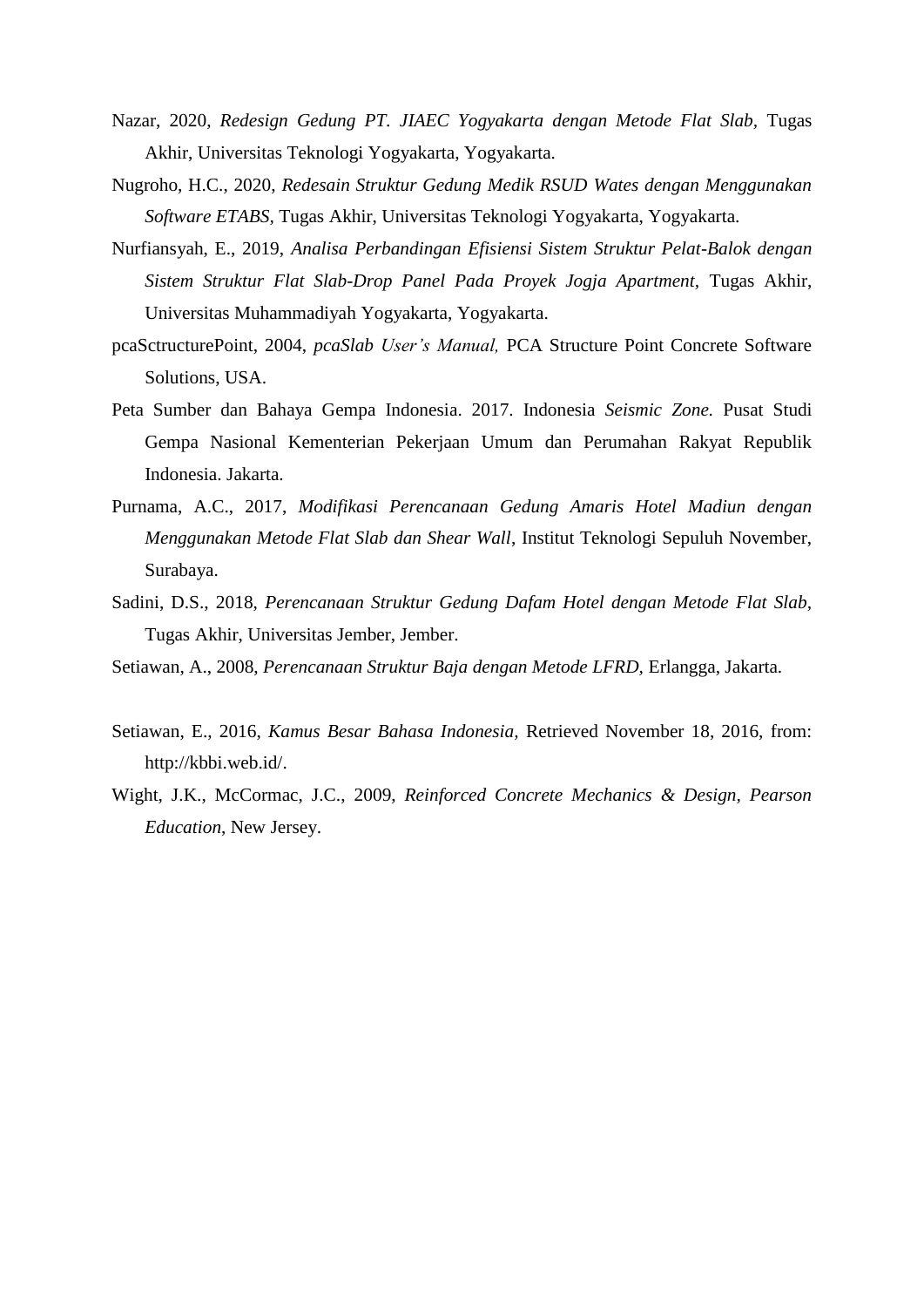Nazar, 2020, *Redesign Gedung PT. JIAEC Yogyakarta dengan Metode Flat Slab*, Tugas Akhir, Universitas Teknologi Yogyakarta, Yogyakarta.

Nugroho, H.C., 2020, *Redesain Struktur Gedung Medik RSUD Wates dengan Menggunakan Software ETABS*, Tugas Akhir, Universitas Teknologi Yogyakarta, Yogyakarta.

Nurfiansyah, E., 2019, *Analisa Perbandingan Efisiensi Sistem Struktur Pelat-Balok dengan Sistem Struktur Flat Slab-Drop Panel Pada Proyek Jogja Apartment*, Tugas Akhir, Universitas Muhammadiyah Yogyakarta, Yogyakarta.

pcaSctructurePoint, 2004, *pcaSlab User's Manual,* PCA Structure Point Concrete Software Solutions, USA.

Peta Sumber dan Bahaya Gempa Indonesia. 2017. Indonesia *Seismic Zone.* Pusat Studi Gempa Nasional Kementerian Pekerjaan Umum dan Perumahan Rakyat Republik Indonesia. Jakarta.

Purnama, A.C., 2017, *Modifikasi Perencanaan Gedung Amaris Hotel Madiun dengan Menggunakan Metode Flat Slab dan Shear Wall*, Institut Teknologi Sepuluh November, Surabaya.

Sadini, D.S., 2018, *Perencanaan Struktur Gedung Dafam Hotel dengan Metode Flat Slab*, Tugas Akhir, Universitas Jember, Jember.

Setiawan, A., 2008, *Perencanaan Struktur Baja dengan Metode LFRD,* Erlangga, Jakarta.

Setiawan, E., 2016, *Kamus Besar Bahasa Indonesia,* Retrieved November 18, 2016, from: http://kbbi.web.id/.

Wight, J.K., McCormac, J.C., 2009, *Reinforced Concrete Mechanics & Design, Pearson Education*, New Jersey.